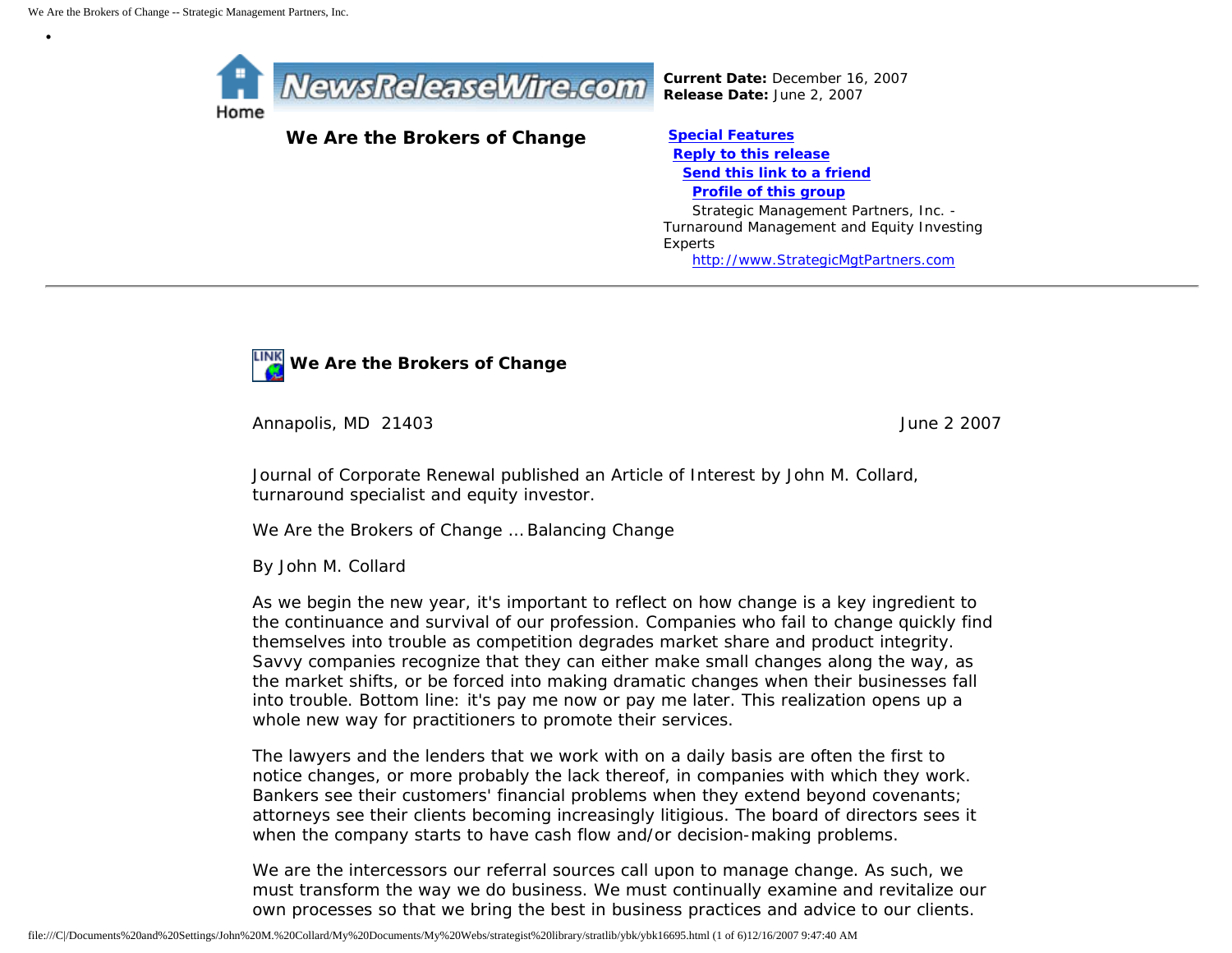**Current Date:** December 16, 2007
**Release Date:** June 2, 2007

# We Are the Brokers of Change

**[Special Features](#)**
**[Reply to this release](#)**
**[Send this link to a friend](#)**
**[Profile of this group](#)**

Strategic Management Partners, Inc. - Turnaround Management and Equity Investing Experts
http://www.StrategicMgtPartners.com

---

## We Are the Brokers of Change

Annapolis, MD 21403 — June 2 2007

Journal of Corporate Renewal published an Article of Interest by John M. Collard, turnaround specialist and equity investor.

We Are the Brokers of Change ... Balancing Change

By John M. Collard

As we begin the new year, it's important to reflect on how change is a key ingredient to the continuance and survival of our profession. Companies who fail to change quickly find themselves into trouble as competition degrades market share and product integrity. Savvy companies recognize that they can either make small changes along the way, as the market shifts, or be forced into making dramatic changes when their businesses fall into trouble. Bottom line: it's pay me now or pay me later. This realization opens up a whole new way for practitioners to promote their services.

The lawyers and the lenders that we work with on a daily basis are often the first to notice changes, or more probably the lack thereof, in companies with which they work. Bankers see their customers' financial problems when they extend beyond covenants; attorneys see their clients becoming increasingly litigious. The board of directors sees it when the company starts to have cash flow and/or decision-making problems.

We are the intercessors our referral sources call upon to manage change. As such, we must transform the way we do business. We must continually examine and revitalize our own processes so that we bring the best in business practices and advice to our clients.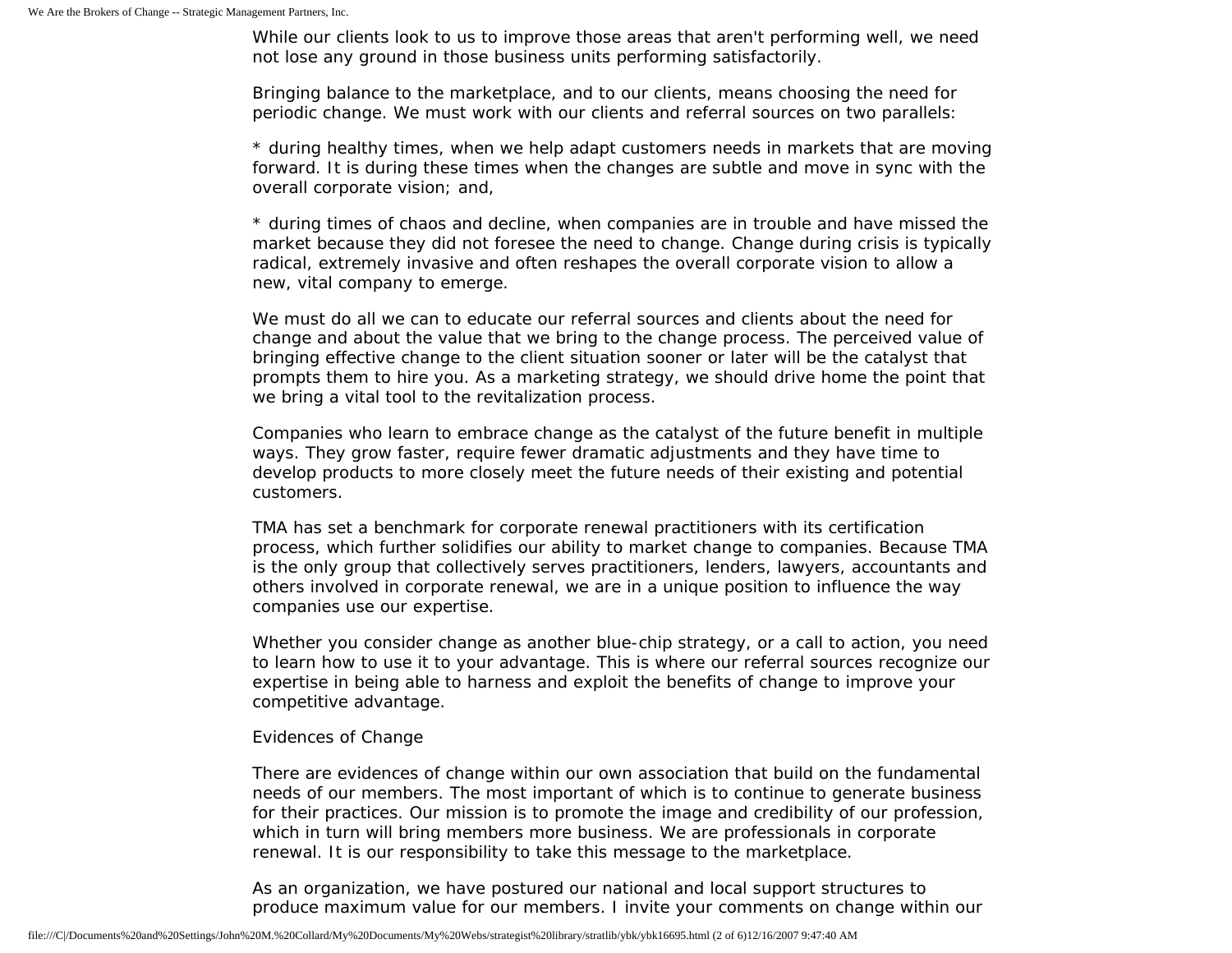While our clients look to us to improve those areas that aren't performing well, we need not lose any ground in those business units performing satisfactorily.

Bringing balance to the marketplace, and to our clients, means choosing the need for periodic change. We must work with our clients and referral sources on two parallels:

* during healthy times, when we help adapt customers needs in markets that are moving forward. It is during these times when the changes are subtle and move in sync with the overall corporate vision; and,

* during times of chaos and decline, when companies are in trouble and have missed the market because they did not foresee the need to change. Change during crisis is typically radical, extremely invasive and often reshapes the overall corporate vision to allow a new, vital company to emerge.

We must do all we can to educate our referral sources and clients about the need for change and about the value that we bring to the change process. The perceived value of bringing effective change to the client situation sooner or later will be the catalyst that prompts them to hire you. As a marketing strategy, we should drive home the point that we bring a vital tool to the revitalization process.

Companies who learn to embrace change as the catalyst of the future benefit in multiple ways. They grow faster, require fewer dramatic adjustments and they have time to develop products to more closely meet the future needs of their existing and potential customers.

TMA has set a benchmark for corporate renewal practitioners with its certification process, which further solidifies our ability to market change to companies. Because TMA is the only group that collectively serves practitioners, lenders, lawyers, accountants and others involved in corporate renewal, we are in a unique position to influence the way companies use our expertise.

Whether you consider change as another blue-chip strategy, or a call to action, you need to learn how to use it to your advantage. This is where our referral sources recognize our expertise in being able to harness and exploit the benefits of change to improve your competitive advantage.

Evidences of Change

There are evidences of change within our own association that build on the fundamental needs of our members. The most important of which is to continue to generate business for their practices. Our mission is to promote the image and credibility of our profession, which in turn will bring members more business. We are professionals in corporate renewal. It is our responsibility to take this message to the marketplace.

As an organization, we have postured our national and local support structures to produce maximum value for our members. I invite your comments on change within our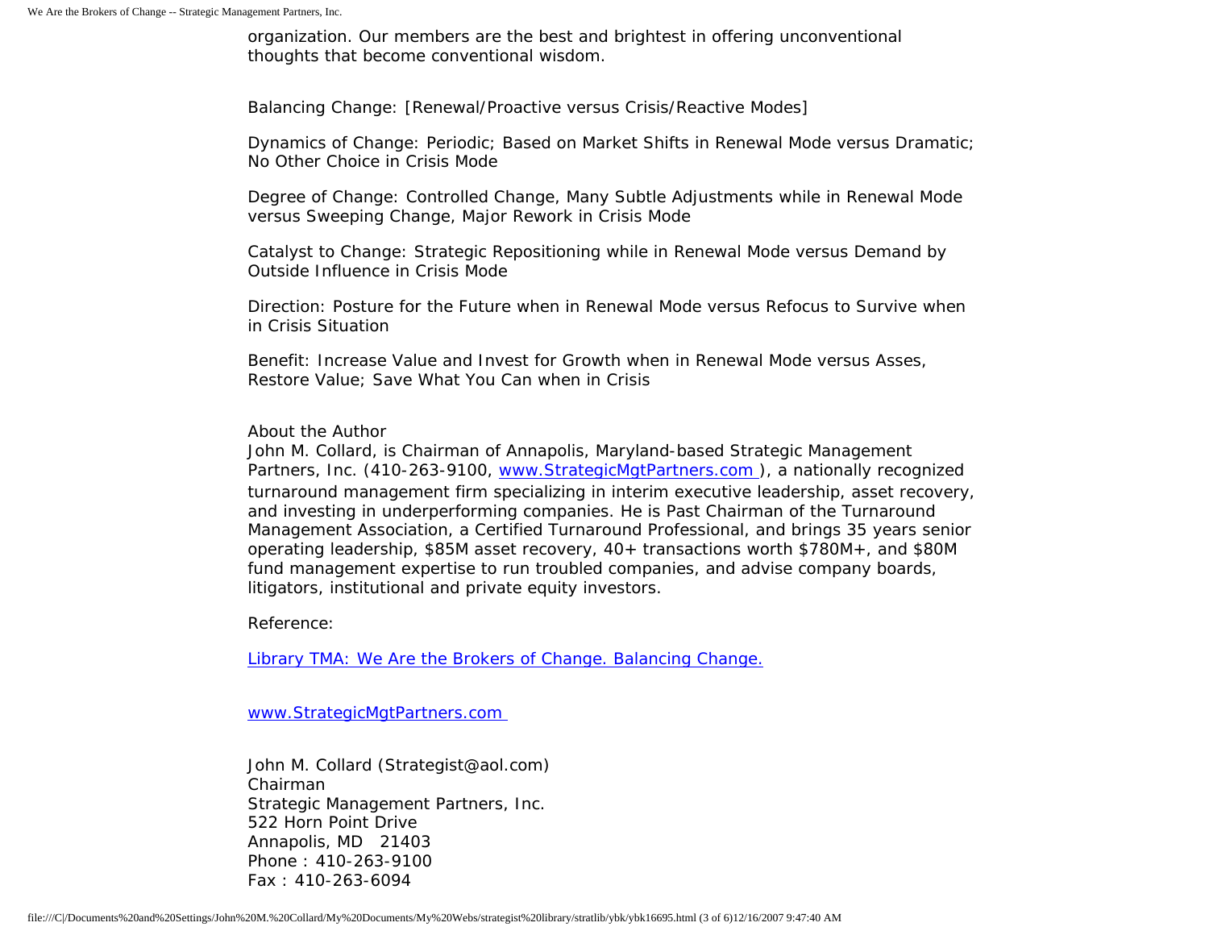organization. Our members are the best and brightest in offering unconventional thoughts that become conventional wisdom.

Balancing Change: [Renewal/Proactive versus Crisis/Reactive Modes]

Dynamics of Change: Periodic; Based on Market Shifts in Renewal Mode versus Dramatic; No Other Choice in Crisis Mode

Degree of Change: Controlled Change, Many Subtle Adjustments while in Renewal Mode versus Sweeping Change, Major Rework in Crisis Mode

Catalyst to Change: Strategic Repositioning while in Renewal Mode versus Demand by Outside Influence in Crisis Mode

Direction: Posture for the Future when in Renewal Mode versus Refocus to Survive when in Crisis Situation

Benefit: Increase Value and Invest for Growth when in Renewal Mode versus Asses, Restore Value; Save What You Can when in Crisis

About the Author
John M. Collard, is Chairman of Annapolis, Maryland-based Strategic Management Partners, Inc. (410-263-9100, [www.StrategicMgtPartners.com](http://www.StrategicMgtPartners.com) ), a nationally recognized turnaround management firm specializing in interim executive leadership, asset recovery, and investing in underperforming companies. He is Past Chairman of the Turnaround Management Association, a Certified Turnaround Professional, and brings 35 years senior operating leadership, $85M asset recovery, 40+ transactions worth $780M+, and $80M fund management expertise to run troubled companies, and advise company boards, litigators, institutional and private equity investors.

Reference:

[Library TMA: We Are the Brokers of Change. Balancing Change.]()

[www.StrategicMgtPartners.com](http://www.StrategicMgtPartners.com)

John M. Collard (Strategist@aol.com)
Chairman
Strategic Management Partners, Inc.
522 Horn Point Drive
Annapolis, MD 21403
Phone : 410-263-9100
Fax : 410-263-6094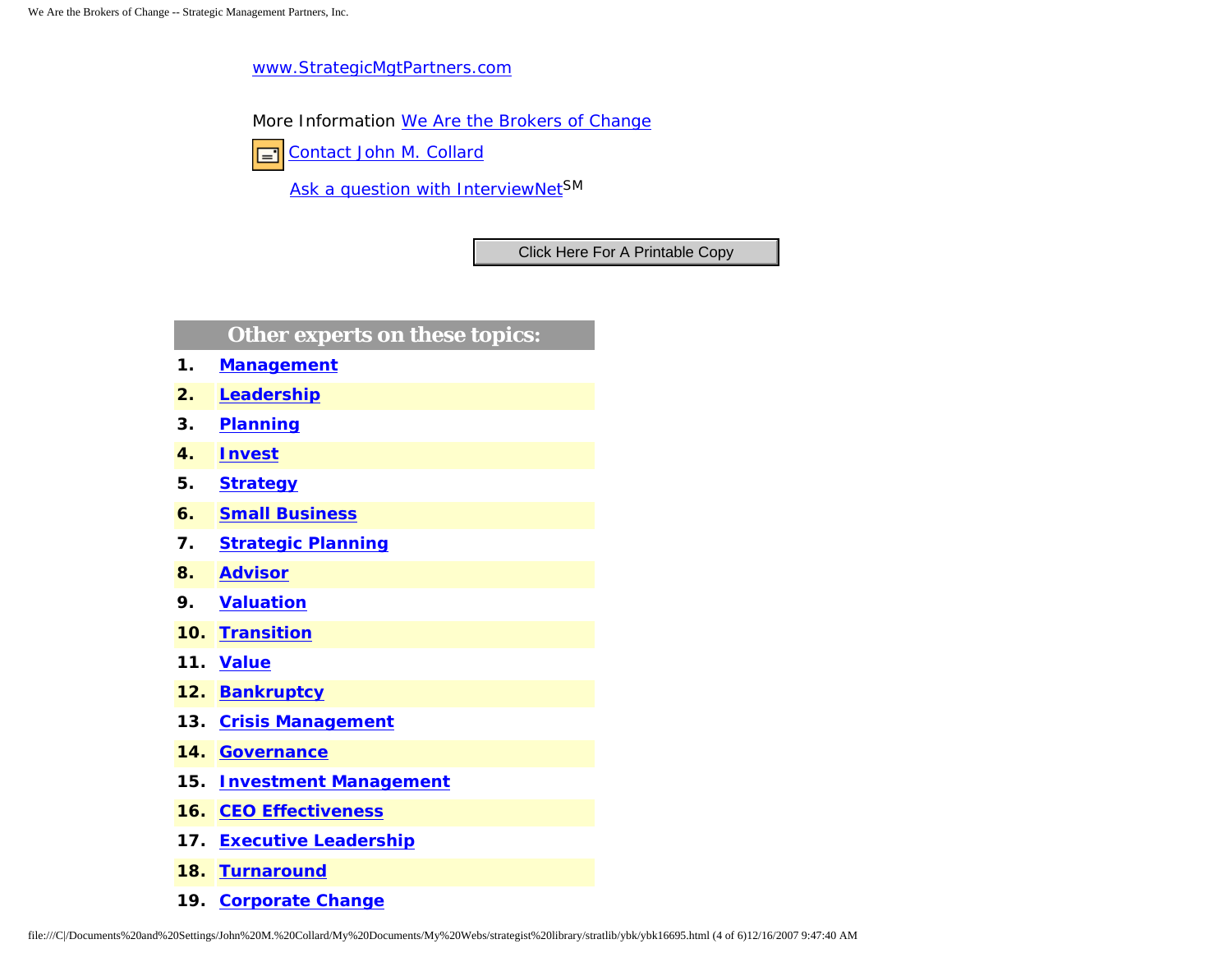www.StrategicMgtPartners.com

More Information We Are the Brokers of Change

Contact John M. Collard

Ask a question with InterviewNet[SM]

Click Here For A Printable Copy

## Other experts on these topics:

1. **Management**
2. **Leadership**
3. **Planning**
4. **Invest**
5. **Strategy**
6. **Small Business**
7. **Strategic Planning**
8. **Advisor**
9. **Valuation**
10. **Transition**
11. **Value**
12. **Bankruptcy**
13. **Crisis Management**
14. **Governance**
15. **Investment Management**
16. **CEO Effectiveness**
17. **Executive Leadership**
18. **Turnaround**
19. **Corporate Change**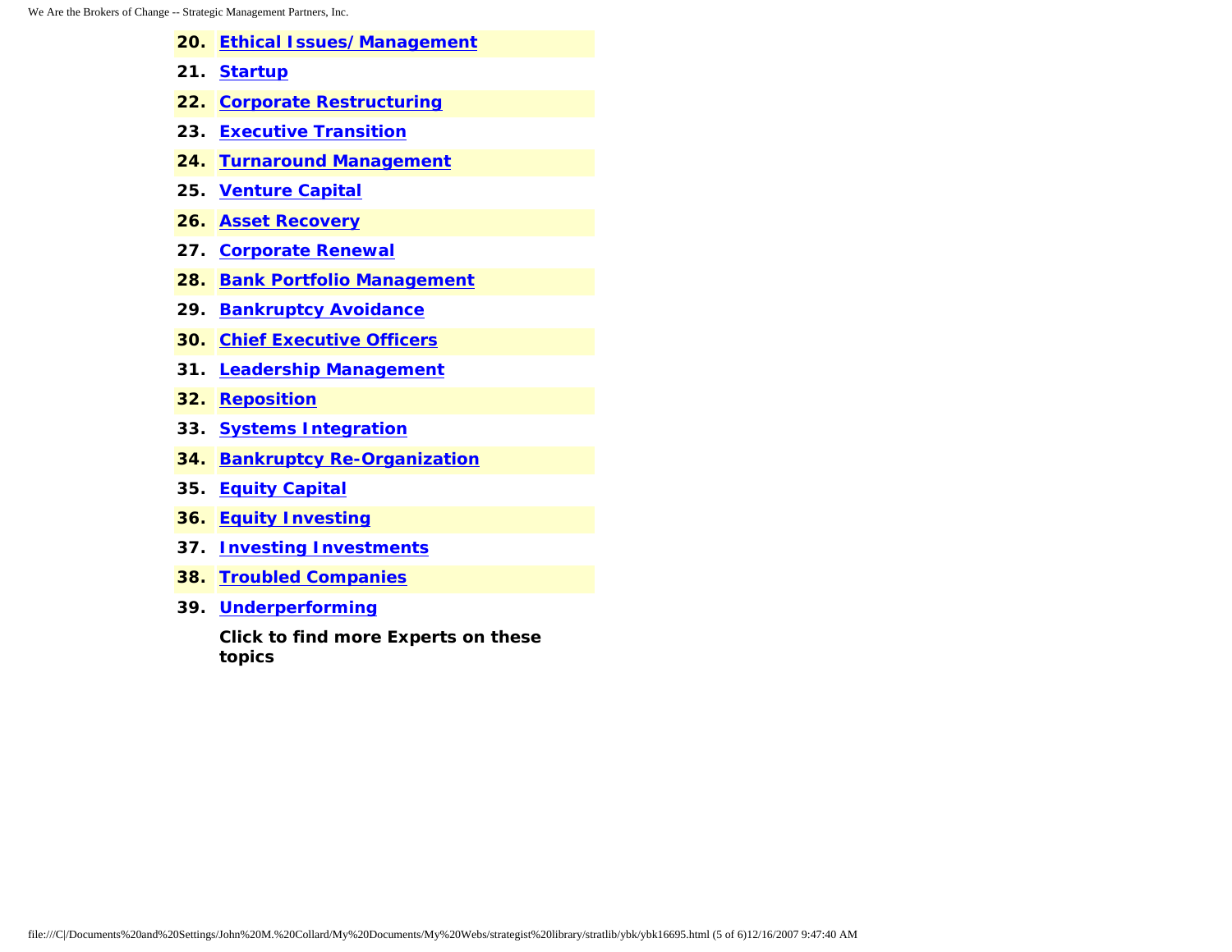20. **Ethical Issues/ Management**
21. **Startup**
22. **Corporate Restructuring**
23. **Executive Transition**
24. **Turnaround Management**
25. **Venture Capital**
26. **Asset Recovery**
27. **Corporate Renewal**
28. **Bank Portfolio Management**
29. **Bankruptcy Avoidance**
30. **Chief Executive Officers**
31. **Leadership Management**
32. **Reposition**
33. **Systems Integration**
34. **Bankruptcy Re-Organization**
35. **Equity Capital**
36. **Equity Investing**
37. **Investing Investments**
38. **Troubled Companies**
39. **Underperforming**

**Click to find more Experts on these topics**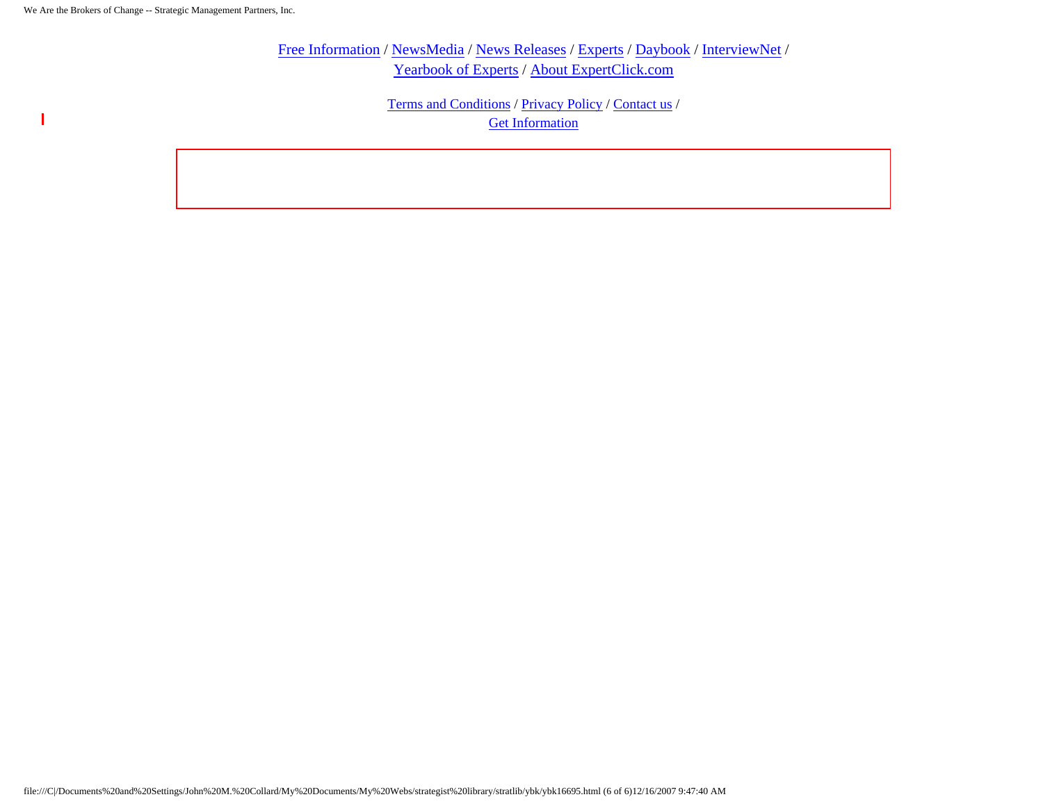Free Information / NewsMedia / News Releases / Experts / Daybook / InterviewNet / Yearbook of Experts / About ExpertClick.com

Terms and Conditions / Privacy Policy / Contact us / Get Information